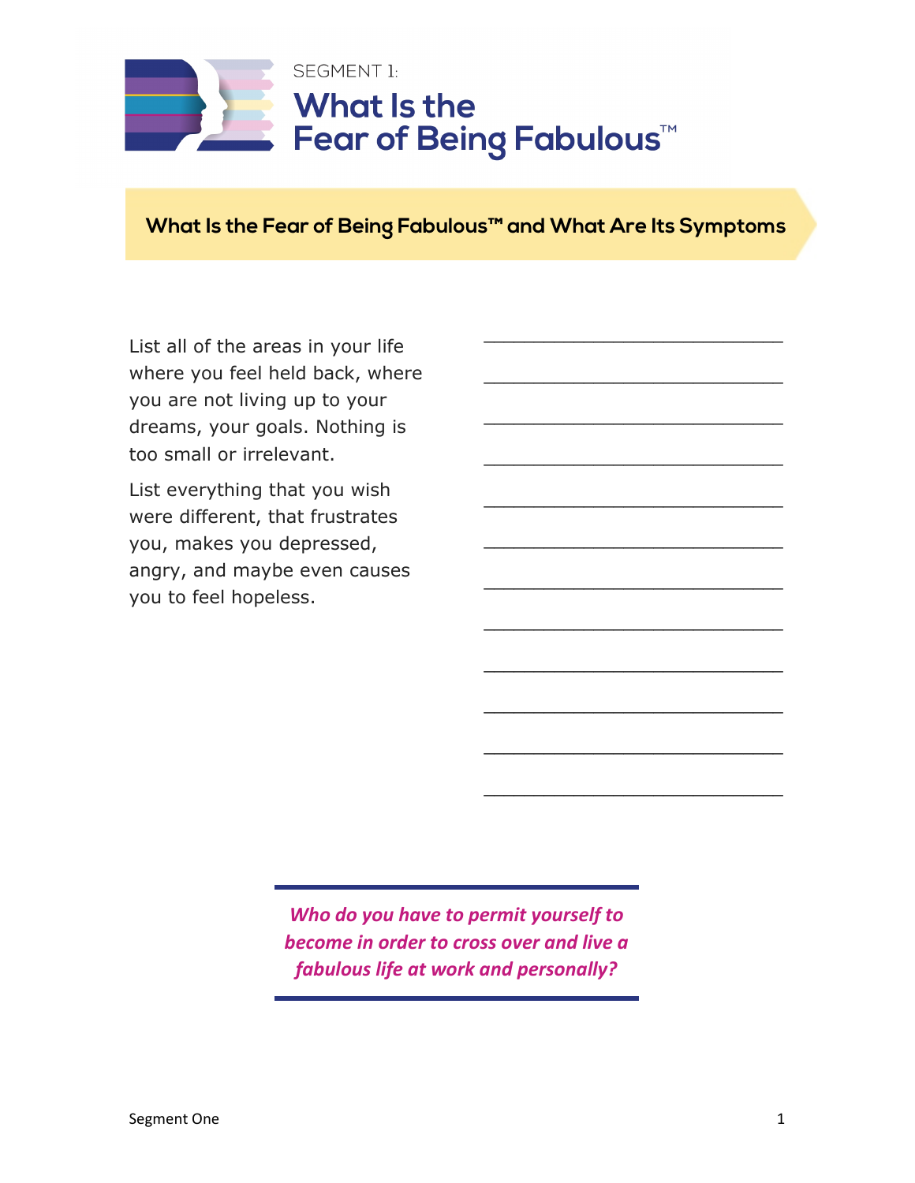SEGMENT 1:

# What Is the Fear of Being Fabulous™

## What Is the Fear of Being Fabulous™ and What Are Its Symptoms

List all of the areas in your life where you feel held back, where you are not living up to your dreams, your goals. Nothing is too small or irrelevant.

List everything that you wish were different, that frustrates you, makes you depressed, angry, and maybe even causes you to feel hopeless.

______________________________

______________________________

______________________________

______________________________

______________________________

______________________________

______________________________

______________________________

______________________________

______________________________

______________________________

______________________________

***Who do you have to permit yourself to become in order to cross over and live a fabulous life at work and personally?***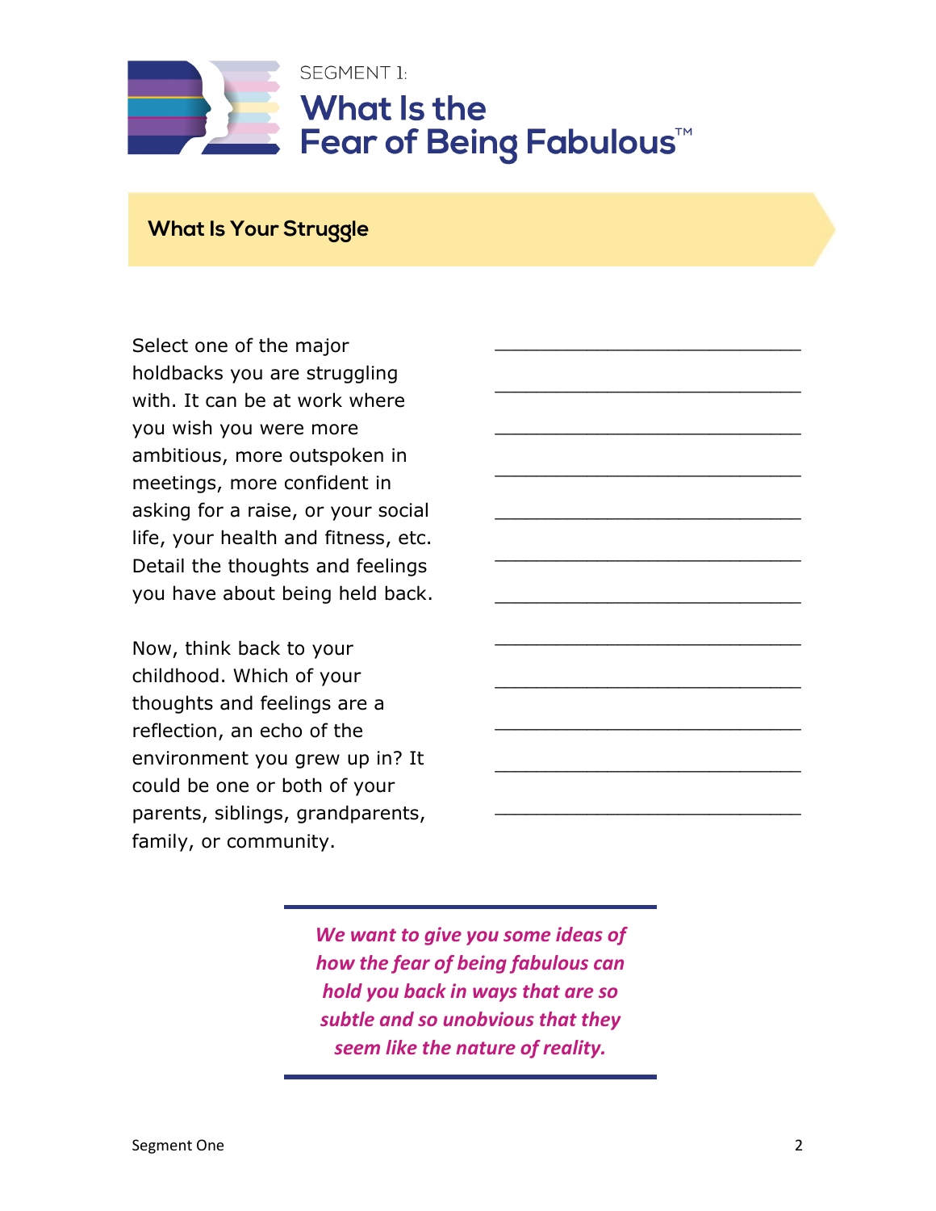SEGMENT 1:

# What Is the Fear of Being Fabulous™

## What Is Your Struggle

Select one of the major holdbacks you are struggling with. It can be at work where you wish you were more ambitious, more outspoken in meetings, more confident in asking for a raise, or your social life, your health and fitness, etc. Detail the thoughts and feelings you have about being held back.

Now, think back to your childhood. Which of your thoughts and feelings are a reflection, an echo of the environment you grew up in? It could be one or both of your parents, siblings, grandparents, family, or community.

_______________________________

_______________________________

_______________________________

_______________________________

_______________________________

_______________________________

_______________________________

_______________________________

_______________________________

_______________________________

_______________________________

_______________________________

---

***We want to give you some ideas of how the fear of being fabulous can hold you back in ways that are so subtle and so unobvious that they seem like the nature of reality.***

---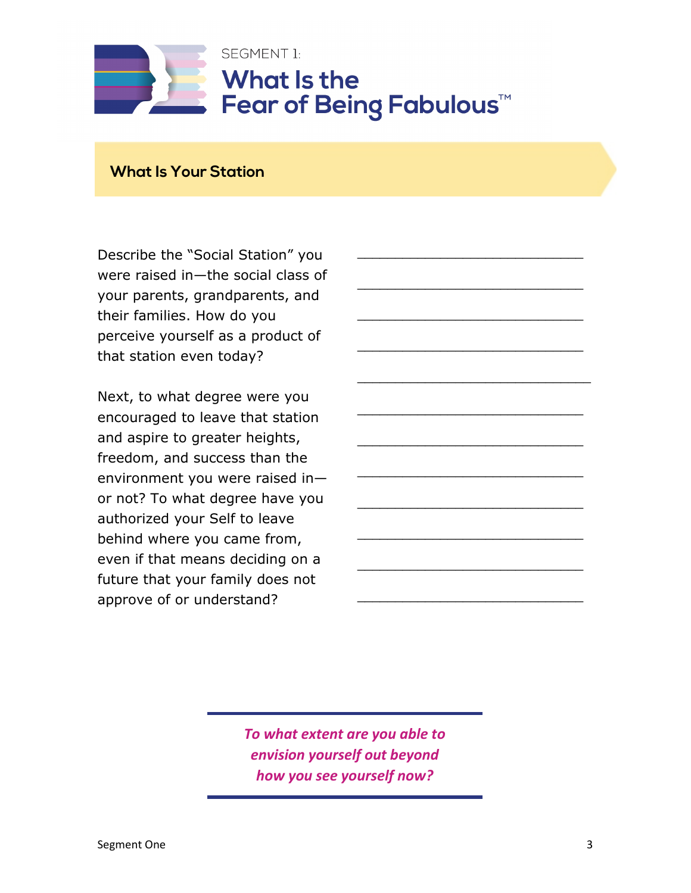SEGMENT 1:

# What Is the Fear of Being Fabulous™

## What Is Your Station

Describe the "Social Station" you were raised in—the social class of your parents, grandparents, and their families. How do you perceive yourself as a product of that station even today?

Next, to what degree were you encouraged to leave that station and aspire to greater heights, freedom, and success than the environment you were raised in—or not? To what degree have you authorized your Self to leave behind where you came from, even if that means deciding on a future that your family does not approve of or understand?

______________________________

______________________________

______________________________

______________________________

______________________________

______________________________

______________________________

______________________________

______________________________

______________________________

______________________________

______________________________

*To what extent are you able to envision yourself out beyond how you see yourself now?*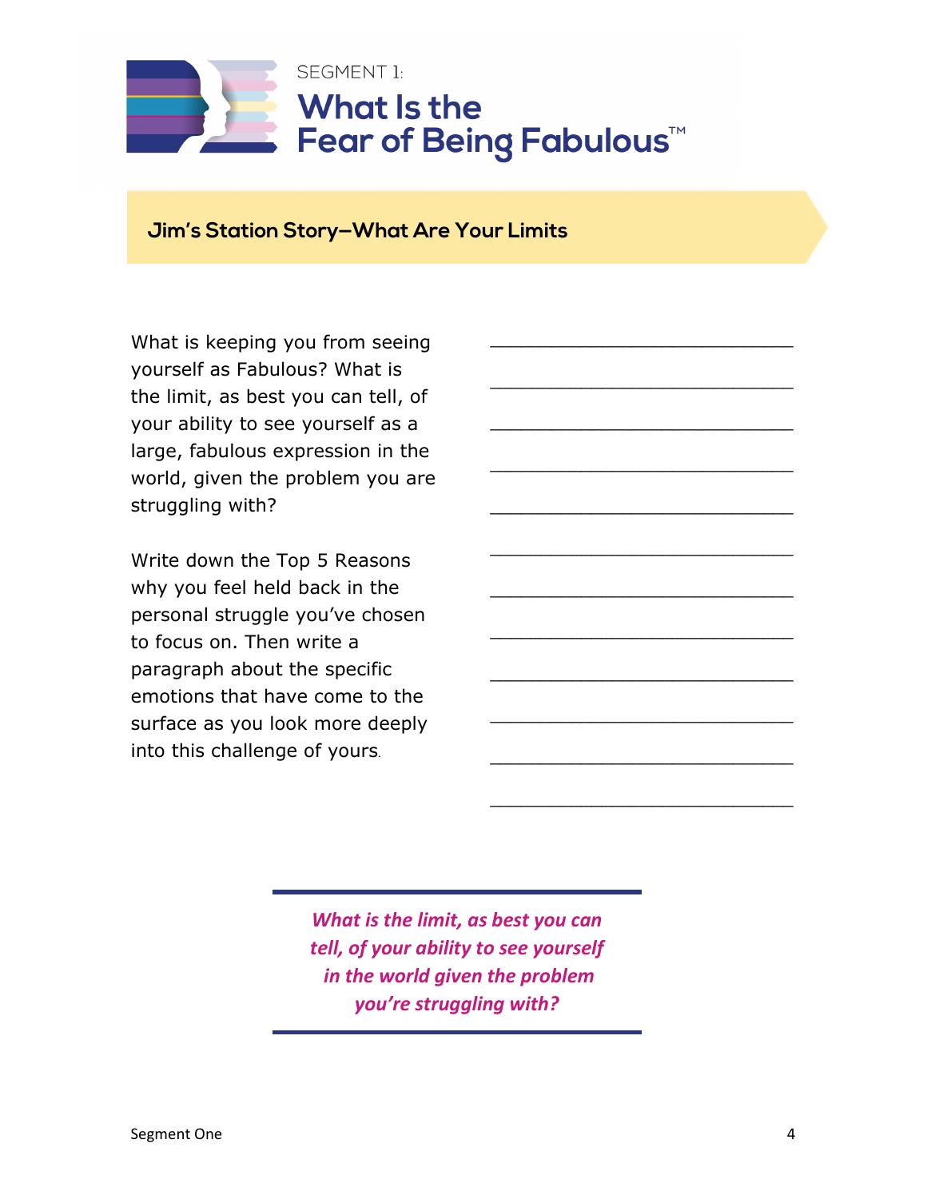SEGMENT 1:

# What Is the Fear of Being Fabulous™

## Jim's Station Story—What Are Your Limits

What is keeping you from seeing yourself as Fabulous? What is the limit, as best you can tell, of your ability to see yourself as a large, fabulous expression in the world, given the problem you are struggling with?

Write down the Top 5 Reasons why you feel held back in the personal struggle you've chosen to focus on. Then write a paragraph about the specific emotions that have come to the surface as you look more deeply into this challenge of yours.

______________________________

______________________________

______________________________

______________________________

______________________________

______________________________

______________________________

______________________________

______________________________

______________________________

______________________________

______________________________

---

***What is the limit, as best you can tell, of your ability to see yourself in the world given the problem you're struggling with?***

---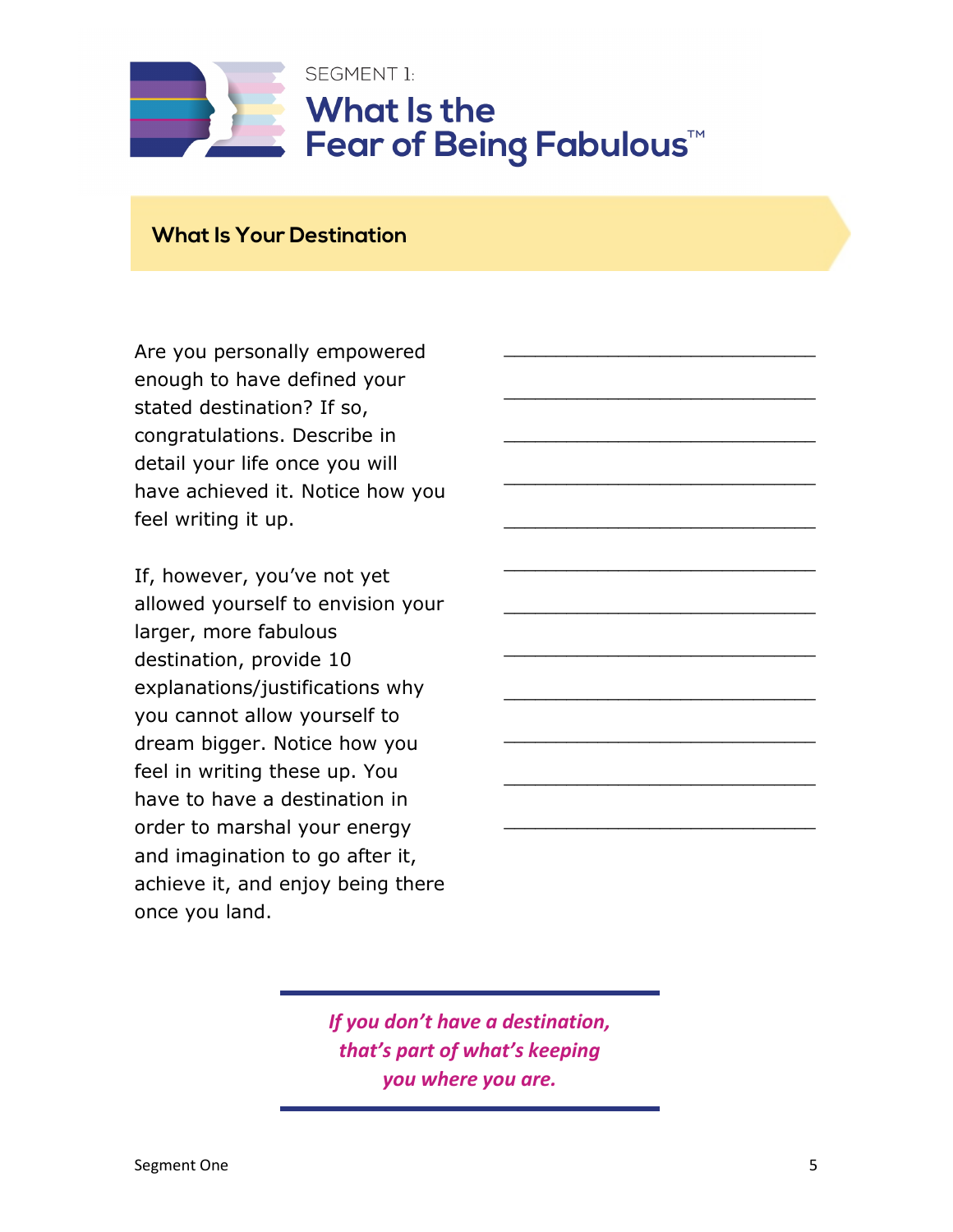SEGMENT 1:

# What Is the Fear of Being Fabulous™

## What Is Your Destination

Are you personally empowered enough to have defined your stated destination? If so, congratulations. Describe in detail your life once you will have achieved it. Notice how you feel writing it up.

If, however, you've not yet allowed yourself to envision your larger, more fabulous destination, provide 10 explanations/justifications why you cannot allow yourself to dream bigger. Notice how you feel in writing these up. You have to have a destination in order to marshal your energy and imagination to go after it, achieve it, and enjoy being there once you land.

______________________________

______________________________

______________________________

______________________________

______________________________

______________________________

______________________________

______________________________

______________________________

______________________________

______________________________

______________________________

***If you don't have a destination, that's part of what's keeping you where you are.***